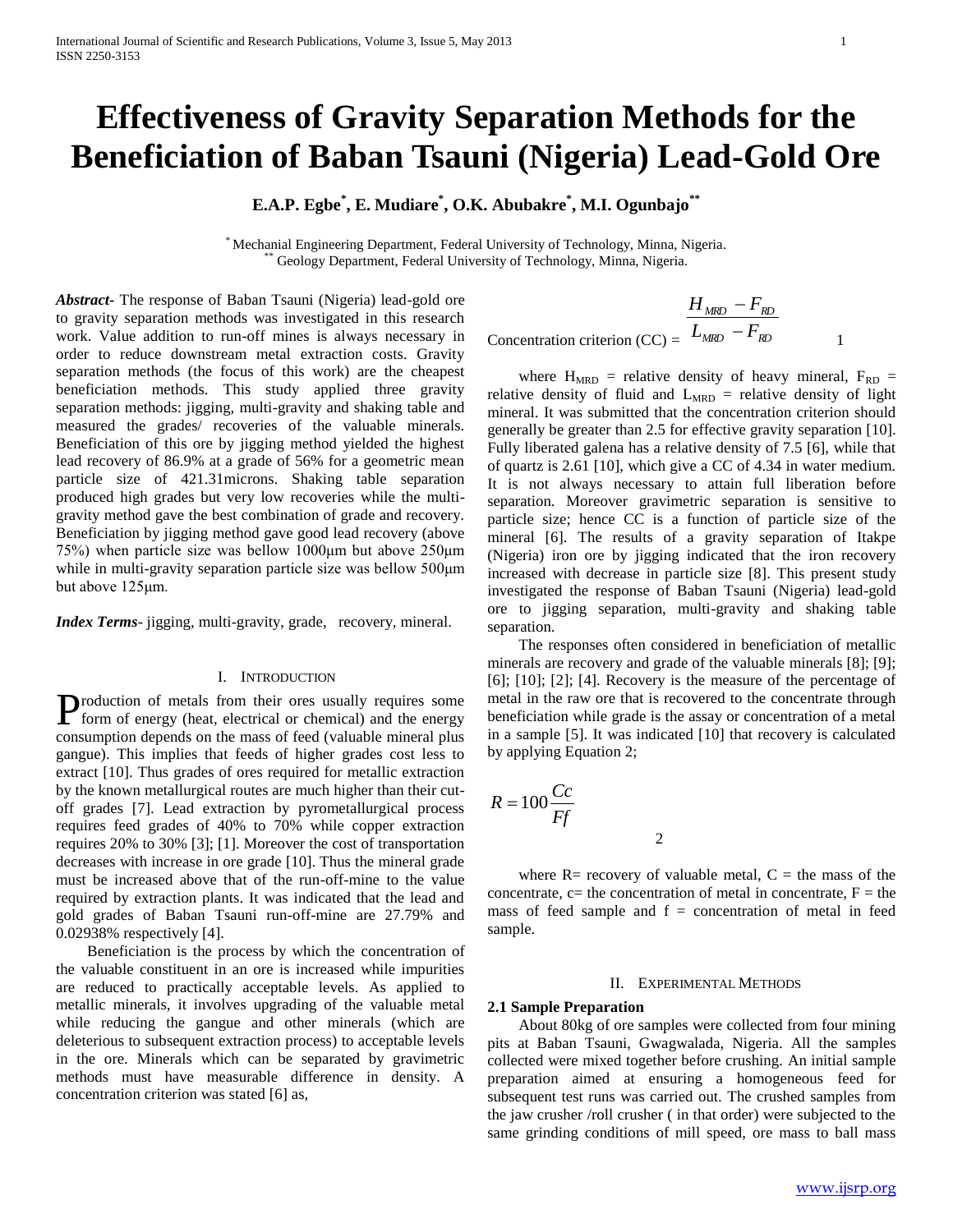# Effectiveness of Gravity Separation Methods for the Beneficiation of Baban Tsauni (Nigeria) Lead-Gold Ore

**E.A.P. Egbe[*], E. Mudiare[*], O.K. Abubakre[*], M.I. Ogunbajo[**]**

[*] Mechanial Engineering Department, Federal University of Technology, Minna, Nigeria.
[**] Geology Department, Federal University of Technology, Minna, Nigeria.

***Abstract-*** The response of Baban Tsauni (Nigeria) lead-gold ore to gravity separation methods was investigated in this research work. Value addition to run-off mines is always necessary in order to reduce downstream metal extraction costs. Gravity separation methods (the focus of this work) are the cheapest beneficiation methods. This study applied three gravity separation methods: jigging, multi-gravity and shaking table and measured the grades/ recoveries of the valuable minerals. Beneficiation of this ore by jigging method yielded the highest lead recovery of 86.9% at a grade of 56% for a geometric mean particle size of 421.31microns. Shaking table separation produced high grades but very low recoveries while the multi-gravity method gave the best combination of grade and recovery. Beneficiation by jigging method gave good lead recovery (above 75%) when particle size was bellow 1000μm but above 250μm while in multi-gravity separation particle size was bellow 500μm but above 125μm.

***Index Terms*-** jigging, multi-gravity, grade, recovery, mineral.

## I. Introduction

Production of metals from their ores usually requires some form of energy (heat, electrical or chemical) and the energy consumption depends on the mass of feed (valuable mineral plus gangue). This implies that feeds of higher grades cost less to extract [10]. Thus grades of ores required for metallic extraction by the known metallurgical routes are much higher than their cut-off grades [7]. Lead extraction by pyrometallurgical process requires feed grades of 40% to 70% while copper extraction requires 20% to 30% [3]; [1]. Moreover the cost of transportation decreases with increase in ore grade [10]. Thus the mineral grade must be increased above that of the run-off-mine to the value required by extraction plants. It was indicated that the lead and gold grades of Baban Tsauni run-off-mine are 27.79% and 0.02938% respectively [4].

Beneficiation is the process by which the concentration of the valuable constituent in an ore is increased while impurities are reduced to practically acceptable levels. As applied to metallic minerals, it involves upgrading of the valuable metal while reducing the gangue and other minerals (which are deleterious to subsequent extraction process) to acceptable levels in the ore. Minerals which can be separated by gravimetric methods must have measurable difference in density. A concentration criterion was stated [6] as,

$$\text{Concentration criterion (CC)} = \frac{H_{MRD} - F_{RD}}{L_{MRD} - F_{RD}} \qquad 1$$

where $H_{MRD}$ = relative density of heavy mineral, $F_{RD}$ = relative density of fluid and $L_{MRD}$ = relative density of light mineral. It was submitted that the concentration criterion should generally be greater than 2.5 for effective gravity separation [10]. Fully liberated galena has a relative density of 7.5 [6], while that of quartz is 2.61 [10], which give a CC of 4.34 in water medium. It is not always necessary to attain full liberation before separation. Moreover gravimetric separation is sensitive to particle size; hence CC is a function of particle size of the mineral [6]. The results of a gravity separation of Itakpe (Nigeria) iron ore by jigging indicated that the iron recovery increased with decrease in particle size [8]. This present study investigated the response of Baban Tsauni (Nigeria) lead-gold ore to jigging separation, multi-gravity and shaking table separation.

The responses often considered in beneficiation of metallic minerals are recovery and grade of the valuable minerals [8]; [9]; [6]; [10]; [2]; [4]. Recovery is the measure of the percentage of metal in the raw ore that is recovered to the concentrate through beneficiation while grade is the assay or concentration of a metal in a sample [5]. It was indicated [10] that recovery is calculated by applying Equation 2;

$$R = 100\frac{Cc}{Ff} \qquad 2$$

where R= recovery of valuable metal, C = the mass of the concentrate, c= the concentration of metal in concentrate, F = the mass of feed sample and f = concentration of metal in feed sample.

## II. Experimental Methods

### 2.1 Sample Preparation

About 80kg of ore samples were collected from four mining pits at Baban Tsauni, Gwagwalada, Nigeria. All the samples collected were mixed together before crushing. An initial sample preparation aimed at ensuring a homogeneous feed for subsequent test runs was carried out. The crushed samples from the jaw crusher /roll crusher ( in that order) were subjected to the same grinding conditions of mill speed, ore mass to ball mass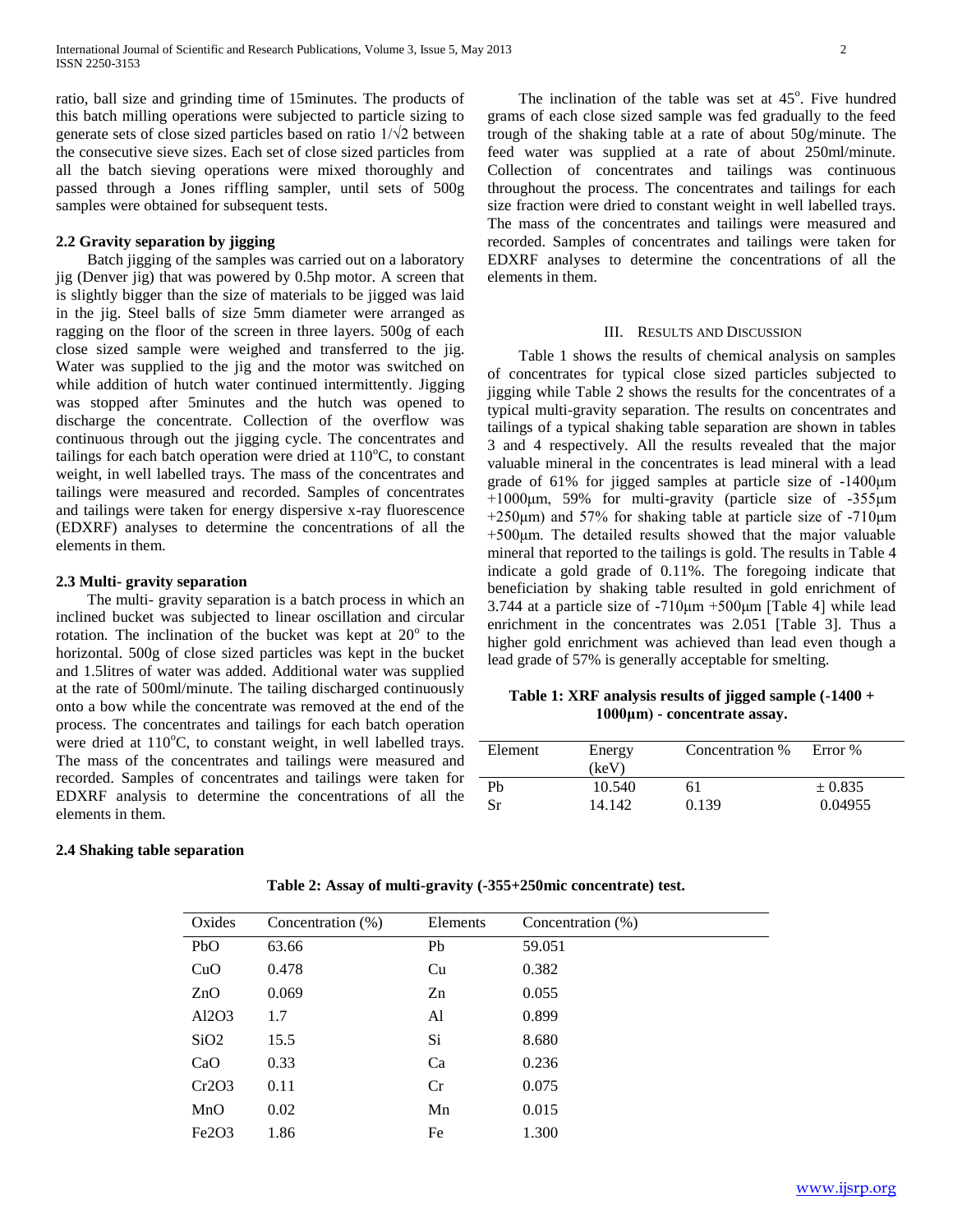ratio, ball size and grinding time of 15minutes. The products of this batch milling operations were subjected to particle sizing to generate sets of close sized particles based on ratio $1/\sqrt{2}$ between the consecutive sieve sizes. Each set of close sized particles from all the batch sieving operations were mixed thoroughly and passed through a Jones riffling sampler, until sets of 500g samples were obtained for subsequent tests.

### 2.2 Gravity separation by jigging

Batch jigging of the samples was carried out on a laboratory jig (Denver jig) that was powered by 0.5hp motor. A screen that is slightly bigger than the size of materials to be jigged was laid in the jig. Steel balls of size 5mm diameter were arranged as ragging on the floor of the screen in three layers. 500g of each close sized sample were weighed and transferred to the jig. Water was supplied to the jig and the motor was switched on while addition of hutch water continued intermittently. Jigging was stopped after 5minutes and the hutch was opened to discharge the concentrate. Collection of the overflow was continuous through out the jigging cycle. The concentrates and tailings for each batch operation were dried at 110$^{o}$C, to constant weight, in well labelled trays. The mass of the concentrates and tailings were measured and recorded. Samples of concentrates and tailings were taken for energy dispersive x-ray fluorescence (EDXRF) analyses to determine the concentrations of all the elements in them.

### 2.3 Multi- gravity separation

The multi- gravity separation is a batch process in which an inclined bucket was subjected to linear oscillation and circular rotation. The inclination of the bucket was kept at 20$^{o}$ to the horizontal. 500g of close sized particles was kept in the bucket and 1.5litres of water was added. Additional water was supplied at the rate of 500ml/minute. The tailing discharged continuously onto a bow while the concentrate was removed at the end of the process. The concentrates and tailings for each batch operation were dried at 110$^{o}$C, to constant weight, in well labelled trays. The mass of the concentrates and tailings were measured and recorded. Samples of concentrates and tailings were taken for EDXRF analysis to determine the concentrations of all the elements in them.

### 2.4 Shaking table separation

The inclination of the table was set at 45$^{o}$. Five hundred grams of each close sized sample was fed gradually to the feed trough of the shaking table at a rate of about 50g/minute. The feed water was supplied at a rate of about 250ml/minute. Collection of concentrates and tailings was continuous throughout the process. The concentrates and tailings for each size fraction were dried to constant weight in well labelled trays. The mass of the concentrates and tailings were measured and recorded. Samples of concentrates and tailings were taken for EDXRF analyses to determine the concentrations of all the elements in them.

## III. Results and Discussion

Table 1 shows the results of chemical analysis on samples of concentrates for typical close sized particles subjected to jigging while Table 2 shows the results for the concentrates of a typical multi-gravity separation. The results on concentrates and tailings of a typical shaking table separation are shown in tables 3 and 4 respectively. All the results revealed that the major valuable mineral in the concentrates is lead mineral with a lead grade of 61% for jigged samples at particle size of -1400μm +1000μm, 59% for multi-gravity (particle size of -355μm +250μm) and 57% for shaking table at particle size of -710μm +500μm. The detailed results showed that the major valuable mineral that reported to the tailings is gold. The results in Table 4 indicate a gold grade of 0.11%. The foregoing indicate that beneficiation by shaking table resulted in gold enrichment of 3.744 at a particle size of -710μm +500μm [Table 4] while lead enrichment in the concentrates was 2.051 [Table 3]. Thus a higher gold enrichment was achieved than lead even though a lead grade of 57% is generally acceptable for smelting.

**Table 1: XRF analysis results of jigged sample (-1400 + 1000μm) - concentrate assay.**

| Element | Energy (keV) | Concentration % | Error % |
|---|---|---|---|
| Pb | 10.540 | 61 | ± 0.835 |
| Sr | 14.142 | 0.139 | 0.04955 |

**Table 2: Assay of multi-gravity (-355+250mic concentrate) test.**

| Oxides | Concentration (%) | Elements | Concentration (%) |
|---|---|---|---|
| PbO | 63.66 | Pb | 59.051 |
| CuO | 0.478 | Cu | 0.382 |
| ZnO | 0.069 | Zn | 0.055 |
| $Al_2O_3$ | 1.7 | Al | 0.899 |
| $SiO_2$ | 15.5 | Si | 8.680 |
| CaO | 0.33 | Ca | 0.236 |
| $Cr_2O_3$ | 0.11 | Cr | 0.075 |
| MnO | 0.02 | Mn | 0.015 |
| $Fe_2O_3$ | 1.86 | Fe | 1.300 |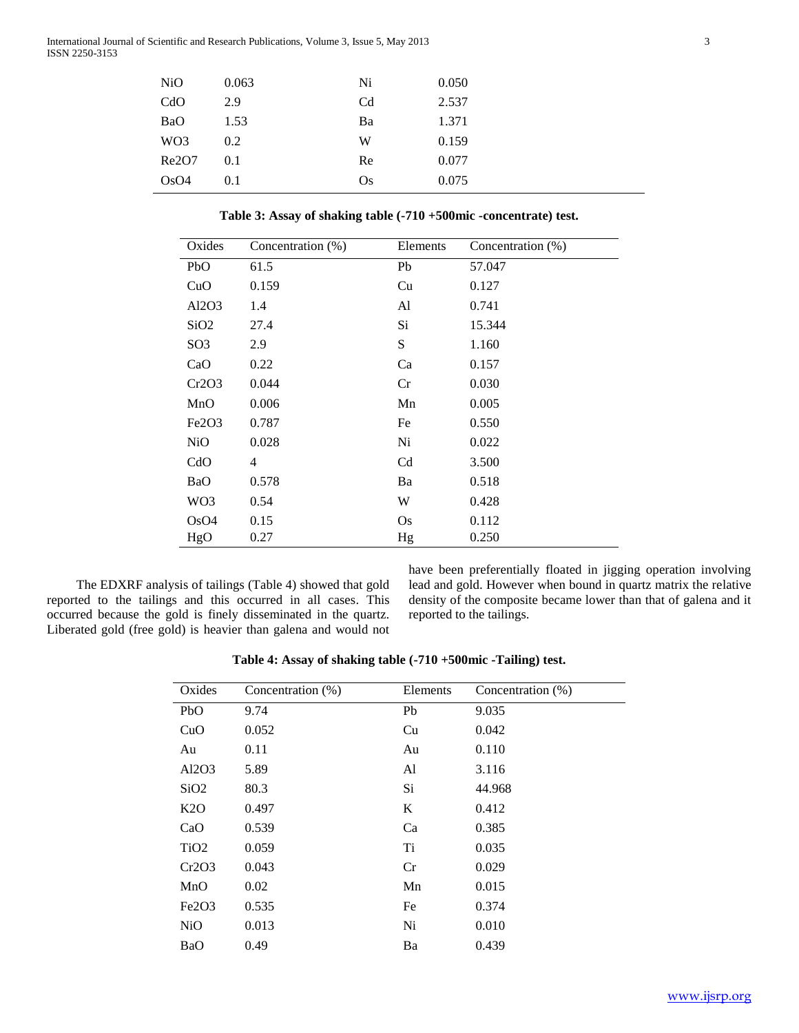| | | | |
|---|---|---|---|
| NiO | 0.063 | Ni | 0.050 |
| CdO | 2.9 | Cd | 2.537 |
| BaO | 1.53 | Ba | 1.371 |
| WO3 | 0.2 | W | 0.159 |
| Re2O7 | 0.1 | Re | 0.077 |
| OsO4 | 0.1 | Os | 0.075 |

**Table 3: Assay of shaking table (-710 +500mic -concentrate) test.**

| Oxides | Concentration (%) | Elements | Concentration (%) |
|---|---|---|---|
| PbO | 61.5 | Pb | 57.047 |
| CuO | 0.159 | Cu | 0.127 |
| Al2O3 | 1.4 | Al | 0.741 |
| SiO2 | 27.4 | Si | 15.344 |
| SO3 | 2.9 | S | 1.160 |
| CaO | 0.22 | Ca | 0.157 |
| Cr2O3 | 0.044 | Cr | 0.030 |
| MnO | 0.006 | Mn | 0.005 |
| Fe2O3 | 0.787 | Fe | 0.550 |
| NiO | 0.028 | Ni | 0.022 |
| CdO | 4 | Cd | 3.500 |
| BaO | 0.578 | Ba | 0.518 |
| WO3 | 0.54 | W | 0.428 |
| OsO4 | 0.15 | Os | 0.112 |
| HgO | 0.27 | Hg | 0.250 |

The EDXRF analysis of tailings (Table 4) showed that gold reported to the tailings and this occurred in all cases. This occurred because the gold is finely disseminated in the quartz. Liberated gold (free gold) is heavier than galena and would not have been preferentially floated in jigging operation involving lead and gold. However when bound in quartz matrix the relative density of the composite became lower than that of galena and it reported to the tailings.

**Table 4: Assay of shaking table (-710 +500mic -Tailing) test.**

| Oxides | Concentration (%) | Elements | Concentration (%) |
|---|---|---|---|
| PbO | 9.74 | Pb | 9.035 |
| CuO | 0.052 | Cu | 0.042 |
| Au | 0.11 | Au | 0.110 |
| Al2O3 | 5.89 | Al | 3.116 |
| SiO2 | 80.3 | Si | 44.968 |
| K2O | 0.497 | K | 0.412 |
| CaO | 0.539 | Ca | 0.385 |
| TiO2 | 0.059 | Ti | 0.035 |
| Cr2O3 | 0.043 | Cr | 0.029 |
| MnO | 0.02 | Mn | 0.015 |
| Fe2O3 | 0.535 | Fe | 0.374 |
| NiO | 0.013 | Ni | 0.010 |
| BaO | 0.49 | Ba | 0.439 |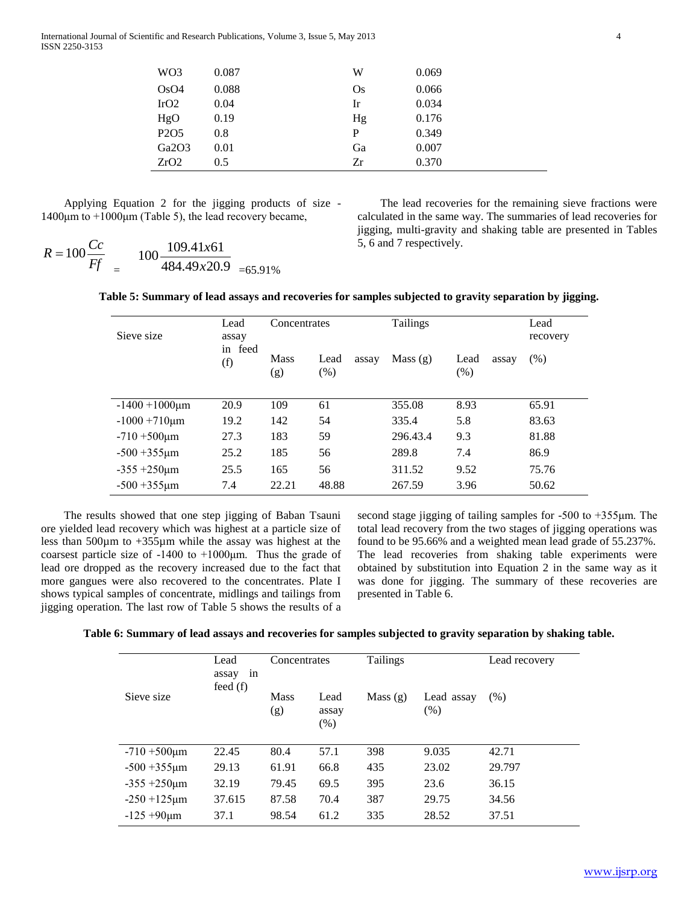| | | | |
|---|---|---|---|
| $WO_3$ | 0.087 | W | 0.069 |
| $OsO_4$ | 0.088 | Os | 0.066 |
| $IrO_2$ | 0.04 | Ir | 0.034 |
| HgO | 0.19 | Hg | 0.176 |
| $P_2O_5$ | 0.8 | P | 0.349 |
| $Ga_2O_3$ | 0.01 | Ga | 0.007 |
| $ZrO_2$ | 0.5 | Zr | 0.370 |

Applying Equation 2 for the jigging products of size -1400μm to +1000μm (Table 5), the lead recovery became,

$$R = 100\frac{Cc}{Ff} = 100\frac{109.41x61}{484.49x20.9} = 65.91\%$$

The lead recoveries for the remaining sieve fractions were calculated in the same way. The summaries of lead recoveries for jigging, multi-gravity and shaking table are presented in Tables 5, 6 and 7 respectively.

**Table 5: Summary of lead assays and recoveries for samples subjected to gravity separation by jigging.**

| Sieve size | Lead assay in feed (f) | Concentrates | | Tailings | | Lead recovery |
|---|---|---|---|---|---|---|
| | | Mass (g) | Lead assay (%) | Mass (g) | Lead assay (%) | (%) |
| -1400 +1000μm | 20.9 | 109 | 61 | 355.08 | 8.93 | 65.91 |
| -1000 +710μm | 19.2 | 142 | 54 | 335.4 | 5.8 | 83.63 |
| -710 +500μm | 27.3 | 183 | 59 | 296.43.4 | 9.3 | 81.88 |
| -500 +355μm | 25.2 | 185 | 56 | 289.8 | 7.4 | 86.9 |
| -355 +250μm | 25.5 | 165 | 56 | 311.52 | 9.52 | 75.76 |
| -500 +355μm | 7.4 | 22.21 | 48.88 | 267.59 | 3.96 | 50.62 |

The results showed that one step jigging of Baban Tsauni ore yielded lead recovery which was highest at a particle size of less than 500μm to +355μm while the assay was highest at the coarsest particle size of -1400 to +1000μm. Thus the grade of lead ore dropped as the recovery increased due to the fact that more gangues were also recovered to the concentrates. Plate I shows typical samples of concentrate, midlings and tailings from jigging operation. The last row of Table 5 shows the results of a second stage jigging of tailing samples for -500 to +355μm. The total lead recovery from the two stages of jigging operations was found to be 95.66% and a weighted mean lead grade of 55.237%. The lead recoveries from shaking table experiments were obtained by substitution into Equation 2 in the same way as it was done for jigging. The summary of these recoveries are presented in Table 6.

**Table 6: Summary of lead assays and recoveries for samples subjected to gravity separation by shaking table.**

| Sieve size | Lead assay in feed (f) | Concentrates | | Tailings | | Lead recovery |
|---|---|---|---|---|---|---|
| | | Mass (g) | Lead assay (%) | Mass (g) | Lead assay (%) | (%) |
| -710 +500μm | 22.45 | 80.4 | 57.1 | 398 | 9.035 | 42.71 |
| -500 +355μm | 29.13 | 61.91 | 66.8 | 435 | 23.02 | 29.797 |
| -355 +250μm | 32.19 | 79.45 | 69.5 | 395 | 23.6 | 36.15 |
| -250 +125μm | 37.615 | 87.58 | 70.4 | 387 | 29.75 | 34.56 |
| -125 +90μm | 37.1 | 98.54 | 61.2 | 335 | 28.52 | 37.51 |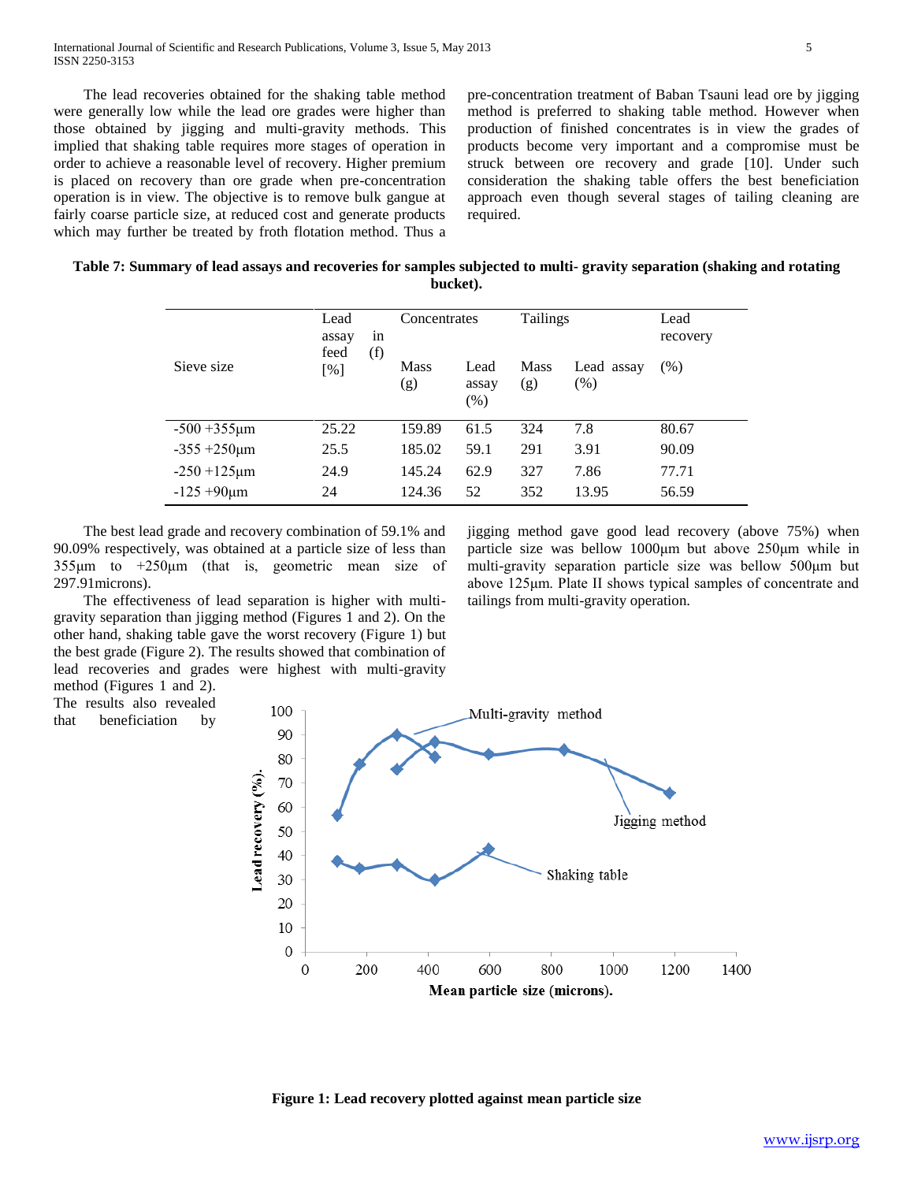The lead recoveries obtained for the shaking table method were generally low while the lead ore grades were higher than those obtained by jigging and multi-gravity methods. This implied that shaking table requires more stages of operation in order to achieve a reasonable level of recovery. Higher premium is placed on recovery than ore grade when pre-concentration operation is in view. The objective is to remove bulk gangue at fairly coarse particle size, at reduced cost and generate products which may further be treated by froth flotation method. Thus a pre-concentration treatment of Baban Tsauni lead ore by jigging method is preferred to shaking table method. However when production of finished concentrates is in view the grades of products become very important and a compromise must be struck between ore recovery and grade [10]. Under such consideration the shaking table offers the best beneficiation approach even though several stages of tailing cleaning are required.

**Table 7: Summary of lead assays and recoveries for samples subjected to multi- gravity separation (shaking and rotating bucket).**

| Sieve size | Lead assay in feed (f) [%] | Concentrates | | Tailings | | Lead recovery |
|---|---|---|---|---|---|---|
| | | Mass (g) | Lead assay (%) | Mass (g) | Lead assay (%) | (%) |
| -500 +355μm | 25.22 | 159.89 | 61.5 | 324 | 7.8 | 80.67 |
| -355 +250μm | 25.5 | 185.02 | 59.1 | 291 | 3.91 | 90.09 |
| -250 +125μm | 24.9 | 145.24 | 62.9 | 327 | 7.86 | 77.71 |
| -125 +90μm | 24 | 124.36 | 52 | 352 | 13.95 | 56.59 |

The best lead grade and recovery combination of 59.1% and 90.09% respectively, was obtained at a particle size of less than 355μm to +250μm (that is, geometric mean size of 297.91microns).

The effectiveness of lead separation is higher with multi-gravity separation than jigging method (Figures 1 and 2). On the other hand, shaking table gave the worst recovery (Figure 1) but the best grade (Figure 2). The results showed that combination of lead recoveries and grades were highest with multi-gravity method (Figures 1 and 2).

The results also revealed that beneficiation by jigging method gave good lead recovery (above 75%) when particle size was bellow 1000μm but above 250μm while in multi-gravity separation particle size was bellow 500μm but above 125μm. Plate II shows typical samples of concentrate and tailings from multi-gravity operation.

**Figure 1: Lead recovery plotted against mean particle size**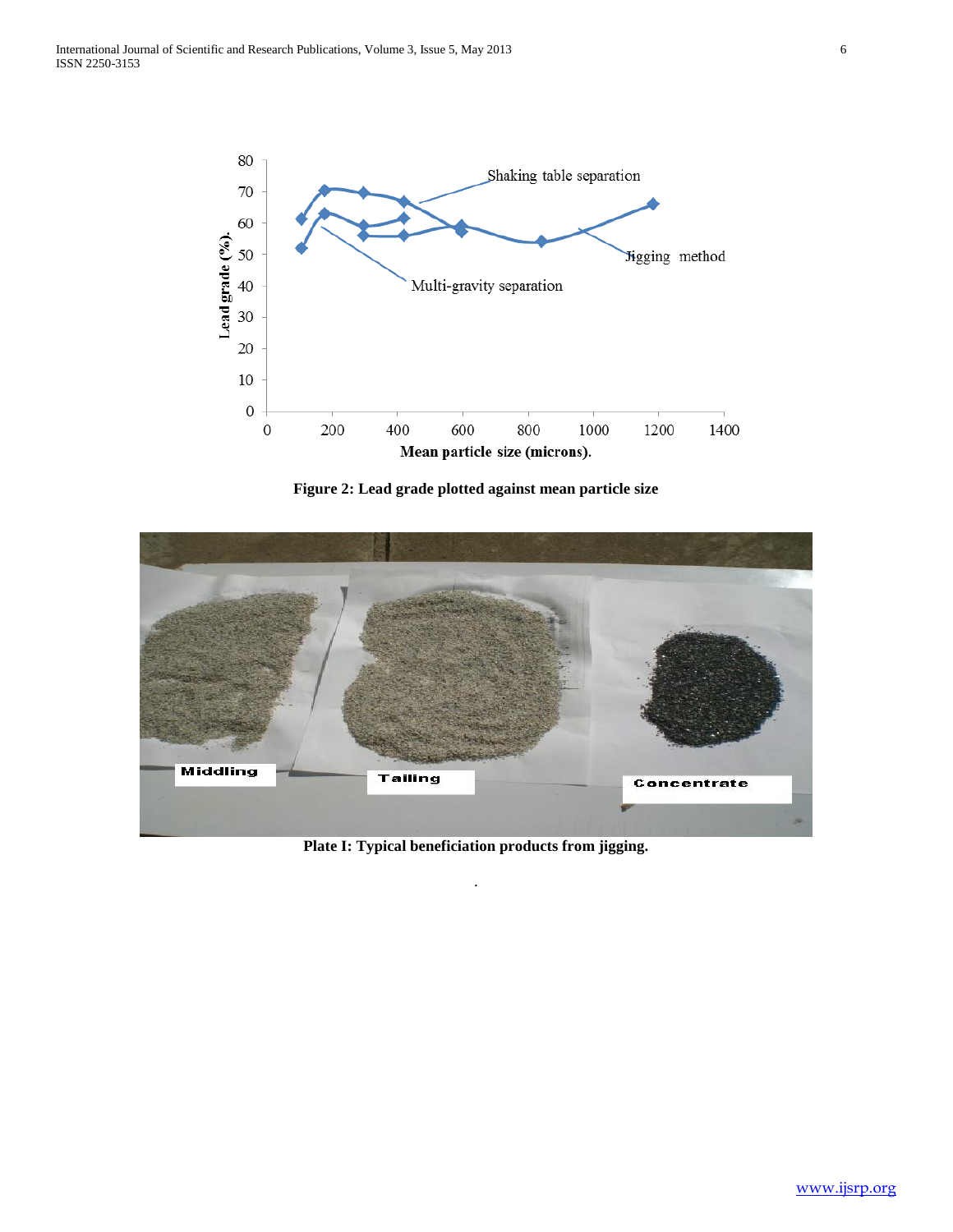Figure 2: Lead grade plotted against mean particle size

Plate I: Typical beneficiation products from jigging.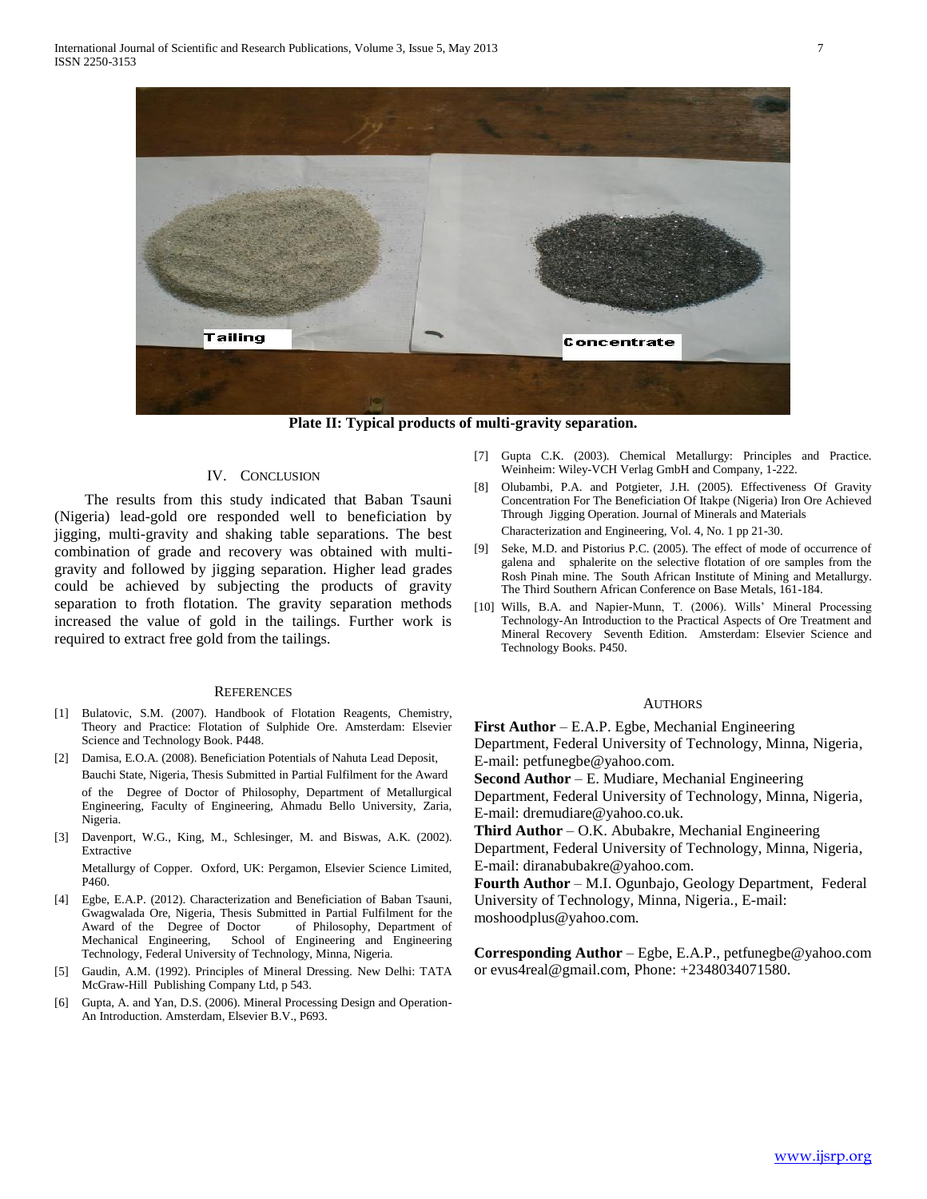Tailing

Concentrate

**Plate II: Typical products of multi-gravity separation.**

## IV. Conclusion

The results from this study indicated that Baban Tsauni (Nigeria) lead-gold ore responded well to beneficiation by jigging, multi-gravity and shaking table separations. The best combination of grade and recovery was obtained with multi-gravity and followed by jigging separation. Higher lead grades could be achieved by subjecting the products of gravity separation to froth flotation. The gravity separation methods increased the value of gold in the tailings. Further work is required to extract free gold from the tailings.

## References

[1] Bulatovic, S.M. (2007). Handbook of Flotation Reagents, Chemistry, Theory and Practice: Flotation of Sulphide Ore. Amsterdam: Elsevier Science and Technology Book. P448.

[2] Damisa, E.O.A. (2008). Beneficiation Potentials of Nahuta Lead Deposit, Bauchi State, Nigeria, Thesis Submitted in Partial Fulfilment for the Award of the Degree of Doctor of Philosophy, Department of Metallurgical Engineering, Faculty of Engineering, Ahmadu Bello University, Zaria, Nigeria.

[3] Davenport, W.G., King, M., Schlesinger, M. and Biswas, A.K. (2002). Extractive Metallurgy of Copper. Oxford, UK: Pergamon, Elsevier Science Limited, P460.

[4] Egbe, E.A.P. (2012). Characterization and Beneficiation of Baban Tsauni, Gwagwalada Ore, Nigeria, Thesis Submitted in Partial Fulfilment for the Award of the Degree of Doctor of Philosophy, Department of Mechanical Engineering, School of Engineering and Engineering Technology, Federal University of Technology, Minna, Nigeria.

[5] Gaudin, A.M. (1992). Principles of Mineral Dressing. New Delhi: TATA McGraw-Hill Publishing Company Ltd, p 543.

[6] Gupta, A. and Yan, D.S. (2006). Mineral Processing Design and Operation-An Introduction. Amsterdam, Elsevier B.V., P693.

[7] Gupta C.K. (2003). Chemical Metallurgy: Principles and Practice. Weinheim: Wiley-VCH Verlag GmbH and Company, 1-222.

[8] Olubambi, P.A. and Potgieter, J.H. (2005). Effectiveness Of Gravity Concentration For The Beneficiation Of Itakpe (Nigeria) Iron Ore Achieved Through Jigging Operation. Journal of Minerals and Materials Characterization and Engineering, Vol. 4, No. 1 pp 21-30.

[9] Seke, M.D. and Pistorius P.C. (2005). The effect of mode of occurrence of galena and sphalerite on the selective flotation of ore samples from the Rosh Pinah mine. The South African Institute of Mining and Metallurgy. The Third Southern African Conference on Base Metals, 161-184.

[10] Wills, B.A. and Napier-Munn, T. (2006). Wills' Mineral Processing Technology-An Introduction to the Practical Aspects of Ore Treatment and Mineral Recovery Seventh Edition. Amsterdam: Elsevier Science and Technology Books. P450.

## Authors

**First Author** – E.A.P. Egbe, Mechanial Engineering Department, Federal University of Technology, Minna, Nigeria, E-mail: petfunegbe@yahoo.com.

**Second Author** – E. Mudiare, Mechanial Engineering Department, Federal University of Technology, Minna, Nigeria, E-mail: dremudiare@yahoo.co.uk.

**Third Author** – O.K. Abubakre, Mechanial Engineering Department, Federal University of Technology, Minna, Nigeria, E-mail: diranabubakre@yahoo.com.

**Fourth Author** – M.I. Ogunbajo, Geology Department, Federal University of Technology, Minna, Nigeria., E-mail: moshoodplus@yahoo.com.

**Corresponding Author** – Egbe, E.A.P., petfunegbe@yahoo.com or evus4real@gmail.com, Phone: +2348034071580.